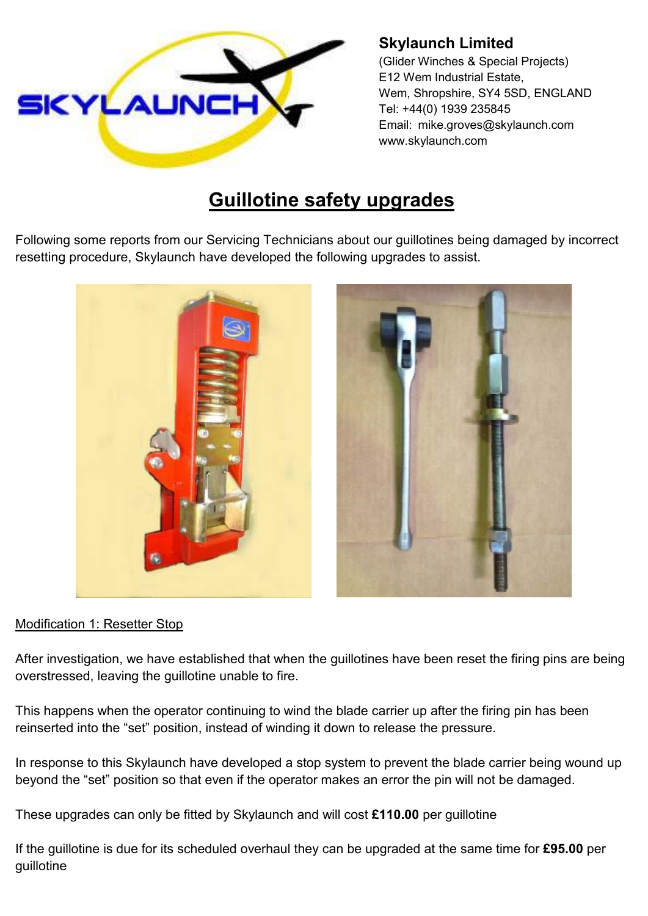**Skylaunch Limited**
(Glider Winches & Special Projects)
E12 Wem Industrial Estate,
Wem, Shropshire, SY4 5SD, ENGLAND
Tel: +44(0) 1939 235845
Email: mike.groves@skylaunch.com
www.skylaunch.com

# Guillotine safety upgrades

Following some reports from our Servicing Technicians about our guillotines being damaged by incorrect resetting procedure, Skylaunch have developed the following upgrades to assist.

## Modification 1: Resetter Stop

After investigation, we have established that when the guillotines have been reset the firing pins are being overstressed, leaving the guillotine unable to fire.

This happens when the operator continuing to wind the blade carrier up after the firing pin has been reinserted into the "set" position, instead of winding it down to release the pressure.

In response to this Skylaunch have developed a stop system to prevent the blade carrier being wound up beyond the "set" position so that even if the operator makes an error the pin will not be damaged.

These upgrades can only be fitted by Skylaunch and will cost **£110.00** per guillotine

If the guillotine is due for its scheduled overhaul they can be upgraded at the same time for **£95.00** per guillotine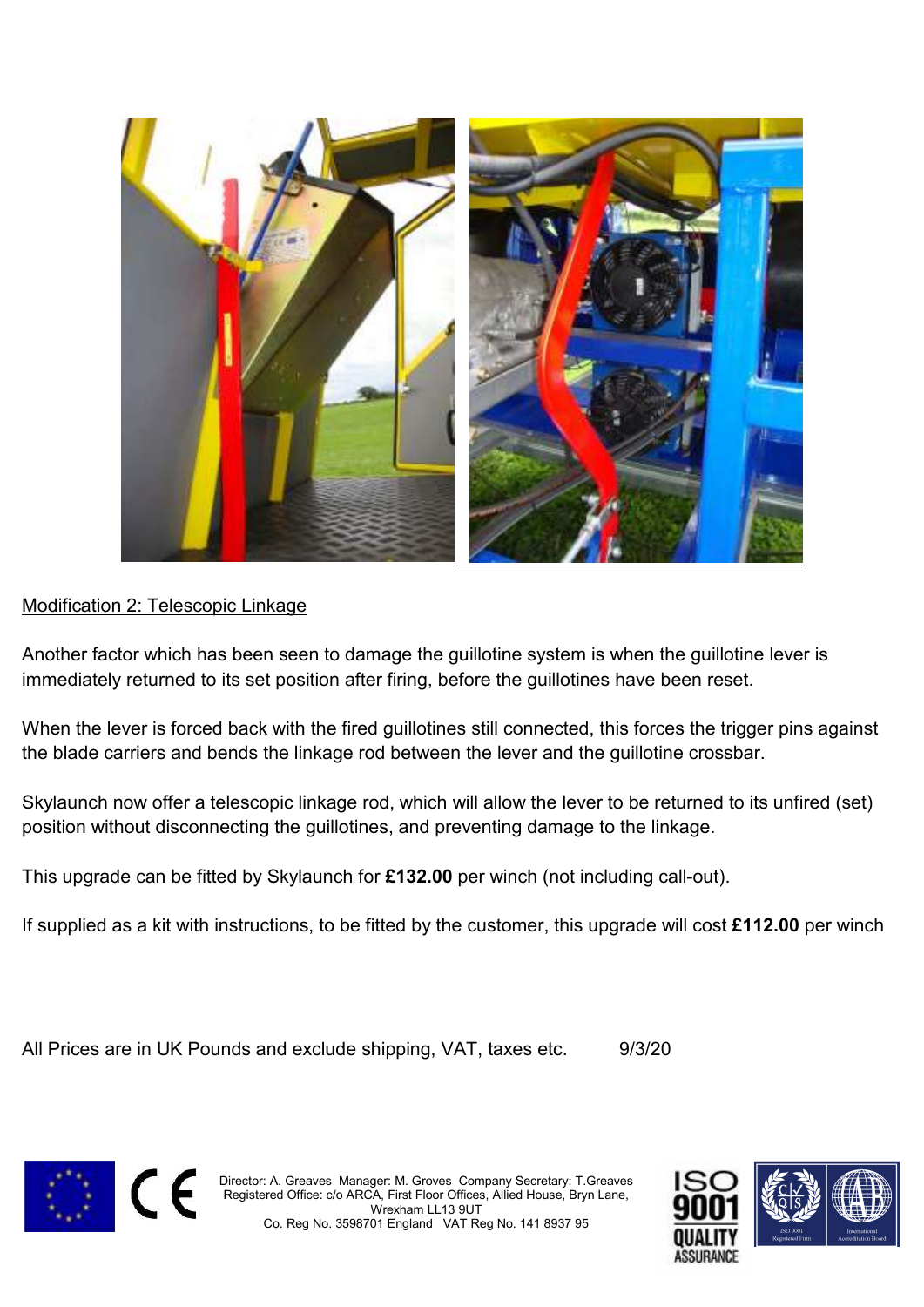Modification 2: Telescopic Linkage

Another factor which has been seen to damage the guillotine system is when the guillotine lever is immediately returned to its set position after firing, before the guillotines have been reset.

When the lever is forced back with the fired guillotines still connected, this forces the trigger pins against the blade carriers and bends the linkage rod between the lever and the guillotine crossbar.

Skylaunch now offer a telescopic linkage rod, which will allow the lever to be returned to its unfired (set) position without disconnecting the guillotines, and preventing damage to the linkage.

This upgrade can be fitted by Skylaunch for **£132.00** per winch (not including call-out).

If supplied as a kit with instructions, to be fitted by the customer, this upgrade will cost **£112.00** per winch

All Prices are in UK Pounds and exclude shipping, VAT, taxes etc. 9/3/20

Director: A. Greaves Manager: M. Groves Company Secretary: T.Greaves
Registered Office: c/o ARCA, First Floor Offices, Allied House, Bryn Lane, Wrexham LL13 9UT
Co. Reg No. 3598701 England VAT Reg No. 141 8937 95